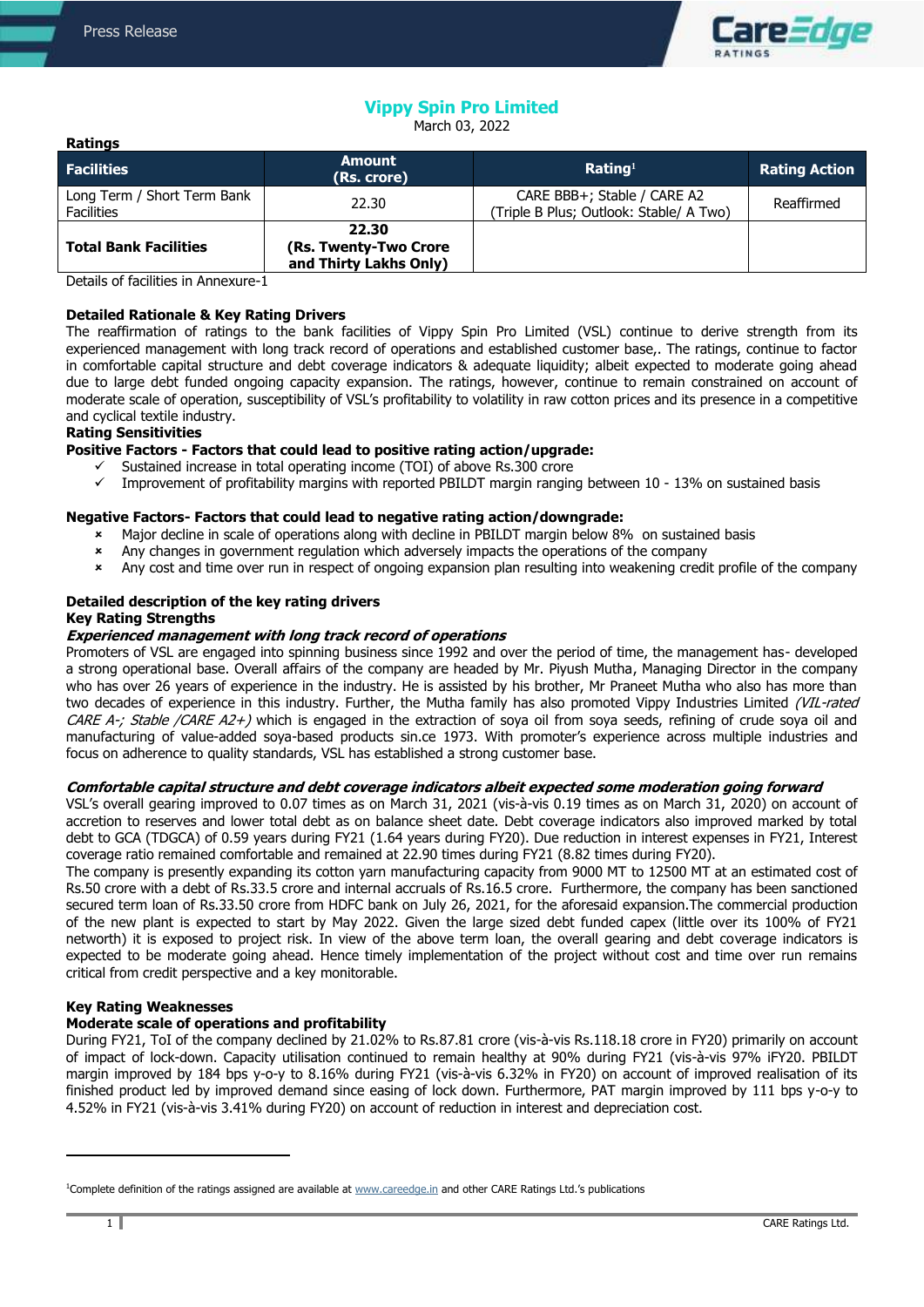# Vippy Spin Pro Limited

March 03, 2022

**Ratings**

| Facilities | Amount (Rs. crore) | Rating[1] | Rating Action |
|---|---|---|---|
| Long Term / Short Term Bank Facilities | 22.30 | CARE BBB+; Stable / CARE A2 (Triple B Plus; Outlook: Stable/ A Two) | Reaffirmed |
| **Total Bank Facilities** | **22.30 (Rs. Twenty-Two Crore and Thirty Lakhs Only)** | | |

Details of facilities in Annexure-1

**Detailed Rationale & Key Rating Drivers**

The reaffirmation of ratings to the bank facilities of Vippy Spin Pro Limited (VSL) continue to derive strength from its experienced management with long track record of operations and established customer base,. The ratings, continue to factor in comfortable capital structure and debt coverage indicators & adequate liquidity; albeit expected to moderate going ahead due to large debt funded ongoing capacity expansion. The ratings, however, continue to remain constrained on account of moderate scale of operation, susceptibility of VSL's profitability to volatility in raw cotton prices and its presence in a competitive and cyclical textile industry.

**Rating Sensitivities**

**Positive Factors - Factors that could lead to positive rating action/upgrade:**

- ✓ Sustained increase in total operating income (TOI) of above Rs.300 crore
- ✓ Improvement of profitability margins with reported PBILDT margin ranging between 10 - 13% on sustained basis

**Negative Factors- Factors that could lead to negative rating action/downgrade:**

- × Major decline in scale of operations along with decline in PBILDT margin below 8% on sustained basis
- × Any changes in government regulation which adversely impacts the operations of the company
- × Any cost and time over run in respect of ongoing expansion plan resulting into weakening credit profile of the company

**Detailed description of the key rating drivers**

**Key Rating Strengths**

***Experienced management with long track record of operations***

Promoters of VSL are engaged into spinning business since 1992 and over the period of time, the management has- developed a strong operational base. Overall affairs of the company are headed by Mr. Piyush Mutha, Managing Director in the company who has over 26 years of experience in the industry. He is assisted by his brother, Mr Praneet Mutha who also has more than two decades of experience in this industry. Further, the Mutha family has also promoted Vippy Industries Limited *(VIL-rated CARE A-; Stable /CARE A2+)* which is engaged in the extraction of soya oil from soya seeds, refining of crude soya oil and manufacturing of value-added soya-based products sin.ce 1973. With promoter's experience across multiple industries and focus on adherence to quality standards, VSL has established a strong customer base.

***Comfortable capital structure and debt coverage indicators albeit expected some moderation going forward***

VSL's overall gearing improved to 0.07 times as on March 31, 2021 (vis-à-vis 0.19 times as on March 31, 2020) on account of accretion to reserves and lower total debt as on balance sheet date. Debt coverage indicators also improved marked by total debt to GCA (TDGCA) of 0.59 years during FY21 (1.64 years during FY20). Due reduction in interest expenses in FY21, Interest coverage ratio remained comfortable and remained at 22.90 times during FY21 (8.82 times during FY20).

The company is presently expanding its cotton yarn manufacturing capacity from 9000 MT to 12500 MT at an estimated cost of Rs.50 crore with a debt of Rs.33.5 crore and internal accruals of Rs.16.5 crore. Furthermore, the company has been sanctioned secured term loan of Rs.33.50 crore from HDFC bank on July 26, 2021, for the aforesaid expansion.The commercial production of the new plant is expected to start by May 2022. Given the large sized debt funded capex (little over its 100% of FY21 networth) it is exposed to project risk. In view of the above term loan, the overall gearing and debt coverage indicators is expected to be moderate going ahead. Hence timely implementation of the project without cost and time over run remains critical from credit perspective and a key monitorable.

**Key Rating Weaknesses**

**Moderate scale of operations and profitability**

During FY21, ToI of the company declined by 21.02% to Rs.87.81 crore (vis-à-vis Rs.118.18 crore in FY20) primarily on account of impact of lock-down. Capacity utilisation continued to remain healthy at 90% during FY21 (vis-à-vis 97% iFY20. PBILDT margin improved by 184 bps y-o-y to 8.16% during FY21 (vis-à-vis 6.32% in FY20) on account of improved realisation of its finished product led by improved demand since easing of lock down. Furthermore, PAT margin improved by 111 bps y-o-y to 4.52% in FY21 (vis-à-vis 3.41% during FY20) on account of reduction in interest and depreciation cost.

[1]Complete definition of the ratings assigned are available at www.careedge.in and other CARE Ratings Ltd.'s publications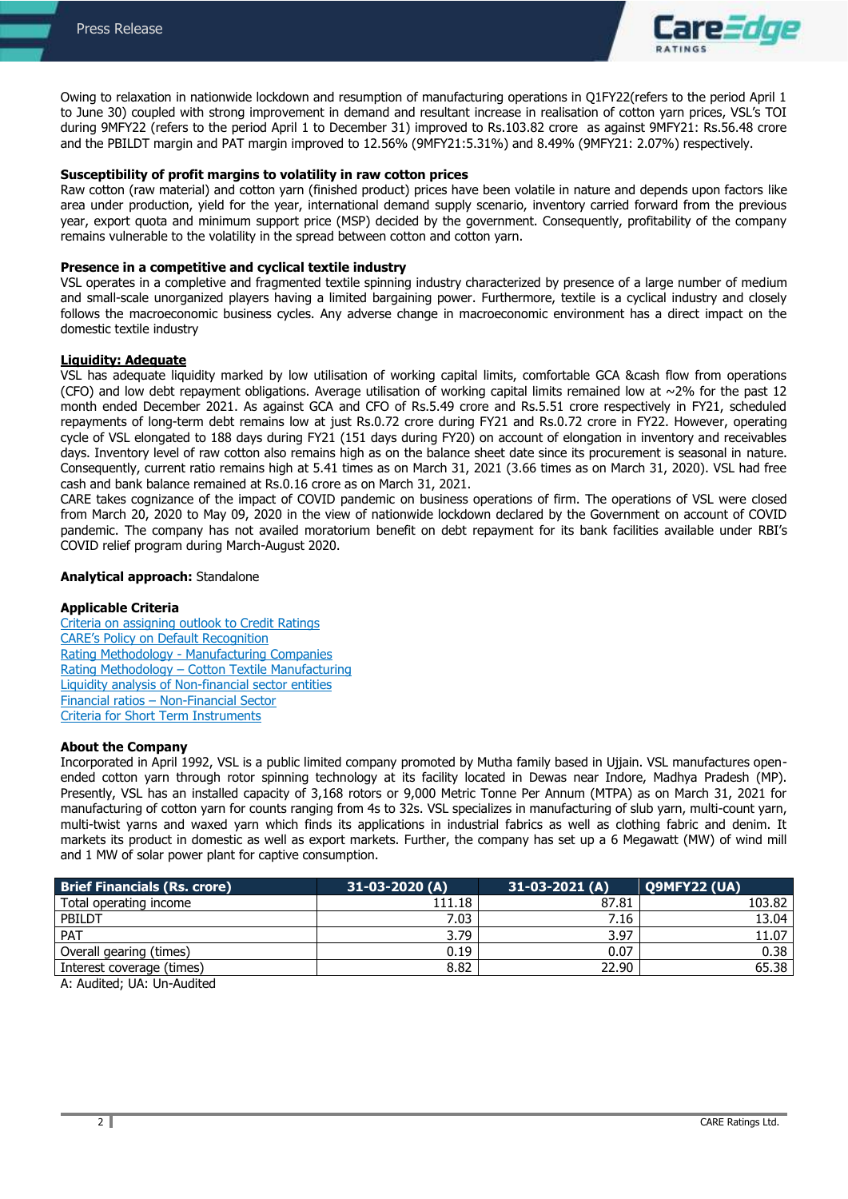Owing to relaxation in nationwide lockdown and resumption of manufacturing operations in Q1FY22(refers to the period April 1 to June 30) coupled with strong improvement in demand and resultant increase in realisation of cotton yarn prices, VSL's TOI during 9MFY22 (refers to the period April 1 to December 31) improved to Rs.103.82 crore as against 9MFY21: Rs.56.48 crore and the PBILDT margin and PAT margin improved to 12.56% (9MFY21:5.31%) and 8.49% (9MFY21: 2.07%) respectively.

**Susceptibility of profit margins to volatility in raw cotton prices**
Raw cotton (raw material) and cotton yarn (finished product) prices have been volatile in nature and depends upon factors like area under production, yield for the year, international demand supply scenario, inventory carried forward from the previous year, export quota and minimum support price (MSP) decided by the government. Consequently, profitability of the company remains vulnerable to the volatility in the spread between cotton and cotton yarn.

**Presence in a competitive and cyclical textile industry**
VSL operates in a completive and fragmented textile spinning industry characterized by presence of a large number of medium and small-scale unorganized players having a limited bargaining power. Furthermore, textile is a cyclical industry and closely follows the macroeconomic business cycles. Any adverse change in macroeconomic environment has a direct impact on the domestic textile industry

**Liquidity: Adequate**
VSL has adequate liquidity marked by low utilisation of working capital limits, comfortable GCA &cash flow from operations (CFO) and low debt repayment obligations. Average utilisation of working capital limits remained low at ~2% for the past 12 month ended December 2021. As against GCA and CFO of Rs.5.49 crore and Rs.5.51 crore respectively in FY21, scheduled repayments of long-term debt remains low at just Rs.0.72 crore during FY21 and Rs.0.72 crore in FY22. However, operating cycle of VSL elongated to 188 days during FY21 (151 days during FY20) on account of elongation in inventory and receivables days. Inventory level of raw cotton also remains high as on the balance sheet date since its procurement is seasonal in nature. Consequently, current ratio remains high at 5.41 times as on March 31, 2021 (3.66 times as on March 31, 2020). VSL had free cash and bank balance remained at Rs.0.16 crore as on March 31, 2021.
CARE takes cognizance of the impact of COVID pandemic on business operations of firm. The operations of VSL were closed from March 20, 2020 to May 09, 2020 in the view of nationwide lockdown declared by the Government on account of COVID pandemic. The company has not availed moratorium benefit on debt repayment for its bank facilities available under RBI's COVID relief program during March-August 2020.

**Analytical approach:** Standalone

**Applicable Criteria**
Criteria on assigning outlook to Credit Ratings
CARE's Policy on Default Recognition
Rating Methodology - Manufacturing Companies
Rating Methodology – Cotton Textile Manufacturing
Liquidity analysis of Non-financial sector entities
Financial ratios – Non-Financial Sector
Criteria for Short Term Instruments

**About the Company**
Incorporated in April 1992, VSL is a public limited company promoted by Mutha family based in Ujjain. VSL manufactures open-ended cotton yarn through rotor spinning technology at its facility located in Dewas near Indore, Madhya Pradesh (MP). Presently, VSL has an installed capacity of 3,168 rotors or 9,000 Metric Tonne Per Annum (MTPA) as on March 31, 2021 for manufacturing of cotton yarn for counts ranging from 4s to 32s. VSL specializes in manufacturing of slub yarn, multi-count yarn, multi-twist yarns and waxed yarn which finds its applications in industrial fabrics as well as clothing fabric and denim. It markets its product in domestic as well as export markets. Further, the company has set up a 6 Megawatt (MW) of wind mill and 1 MW of solar power plant for captive consumption.

| Brief Financials (Rs. crore) | 31-03-2020 (A) | 31-03-2021 (A) | Q9MFY22 (UA) |
|---|---|---|---|
| Total operating income | 111.18 | 87.81 | 103.82 |
| PBILDT | 7.03 | 7.16 | 13.04 |
| PAT | 3.79 | 3.97 | 11.07 |
| Overall gearing (times) | 0.19 | 0.07 | 0.38 |
| Interest coverage (times) | 8.82 | 22.90 | 65.38 |

A: Audited; UA: Un-Audited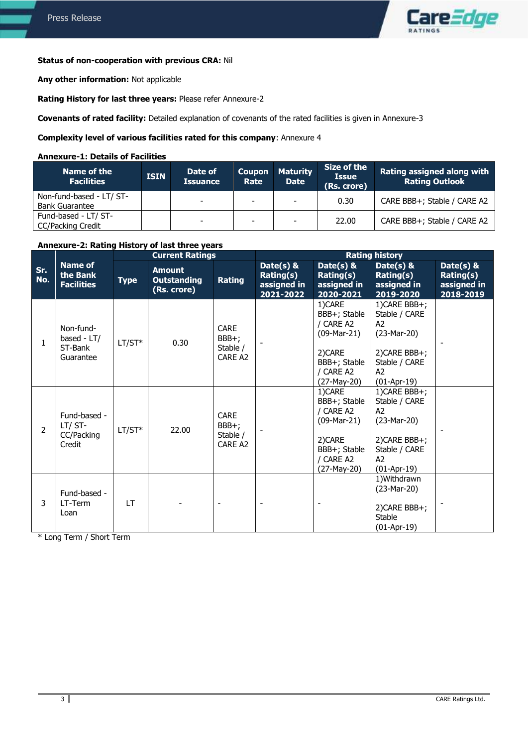**Status of non-cooperation with previous CRA:** Nil

**Any other information:** Not applicable

**Rating History for last three years:** Please refer Annexure-2

**Covenants of rated facility:** Detailed explanation of covenants of the rated facilities is given in Annexure-3

**Complexity level of various facilities rated for this company**: Annexure 4

**Annexure-1: Details of Facilities**

| Name of the Facilities | ISIN | Date of Issuance | Coupon Rate | Maturity Date | Size of the Issue (Rs. crore) | Rating assigned along with Rating Outlook |
|---|---|---|---|---|---|---|
| Non-fund-based - LT/ ST-Bank Guarantee | | - | - | - | 0.30 | CARE BBB+; Stable / CARE A2 |
| Fund-based - LT/ ST-CC/Packing Credit | | - | - | - | 22.00 | CARE BBB+; Stable / CARE A2 |

**Annexure-2: Rating History of last three years**

| Sr. No. | Name of the Bank Facilities | Current Ratings | | | Rating history | | | |
|---|---|---|---|---|---|---|---|---|
| | | Type | Amount Outstanding (Rs. crore) | Rating | Date(s) & Rating(s) assigned in 2021-2022 | Date(s) & Rating(s) assigned in 2020-2021 | Date(s) & Rating(s) assigned in 2019-2020 | Date(s) & Rating(s) assigned in 2018-2019 |
| 1 | Non-fund-based - LT/ ST-Bank Guarantee | LT/ST* | 0.30 | CARE BBB+; Stable / CARE A2 | - | 1)CARE BBB+; Stable / CARE A2 (09-Mar-21)<br><br>2)CARE BBB+; Stable / CARE A2 (27-May-20) | 1)CARE BBB+; Stable / CARE A2 (23-Mar-20)<br><br>2)CARE BBB+; Stable / CARE A2 (01-Apr-19) | - |
| 2 | Fund-based - LT/ ST-CC/Packing Credit | LT/ST* | 22.00 | CARE BBB+; Stable / CARE A2 | - | 1)CARE BBB+; Stable / CARE A2 (09-Mar-21)<br><br>2)CARE BBB+; Stable / CARE A2 (27-May-20) | 1)CARE BBB+; Stable / CARE A2 (23-Mar-20)<br><br>2)CARE BBB+; Stable / CARE A2 (01-Apr-19) | - |
| 3 | Fund-based - LT-Term Loan | LT | - | - | - | - | 1)Withdrawn (23-Mar-20)<br><br>2)CARE BBB+; Stable (01-Apr-19) | - |

\* Long Term / Short Term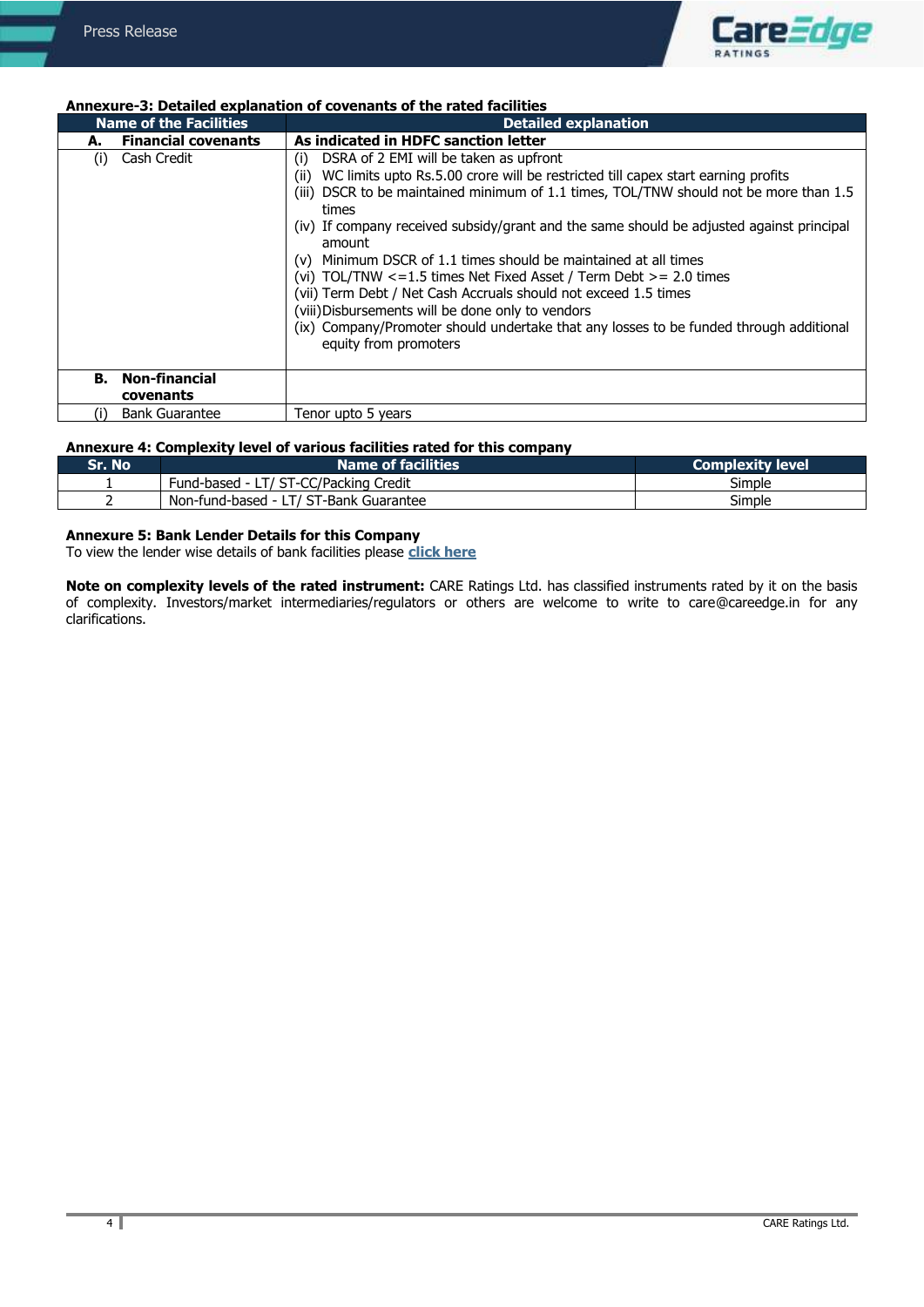**Annexure-3: Detailed explanation of covenants of the rated facilities**

| Name of the Facilities | Detailed explanation |
|---|---|
| **A. Financial covenants** | **As indicated in HDFC sanction letter** |
| (i) Cash Credit | (i) DSRA of 2 EMI will be taken as upfront<br>(ii) WC limits upto Rs.5.00 crore will be restricted till capex start earning profits<br>(iii) DSCR to be maintained minimum of 1.1 times, TOL/TNW should not be more than 1.5 times<br>(iv) If company received subsidy/grant and the same should be adjusted against principal amount<br>(v) Minimum DSCR of 1.1 times should be maintained at all times<br>(vi) TOL/TNW <=1.5 times Net Fixed Asset / Term Debt >= 2.0 times<br>(vii) Term Debt / Net Cash Accruals should not exceed 1.5 times<br>(viii) Disbursements will be done only to vendors<br>(ix) Company/Promoter should undertake that any losses to be funded through additional equity from promoters |
| **B. Non-financial covenants** | |
| (i) Bank Guarantee | Tenor upto 5 years |

**Annexure 4: Complexity level of various facilities rated for this company**

| Sr. No | Name of facilities | Complexity level |
|---|---|---|
| 1 | Fund-based - LT/ ST-CC/Packing Credit | Simple |
| 2 | Non-fund-based - LT/ ST-Bank Guarantee | Simple |

**Annexure 5: Bank Lender Details for this Company**

To view the lender wise details of bank facilities please **click here**

**Note on complexity levels of the rated instrument:** CARE Ratings Ltd. has classified instruments rated by it on the basis of complexity. Investors/market intermediaries/regulators or others are welcome to write to care@careedge.in for any clarifications.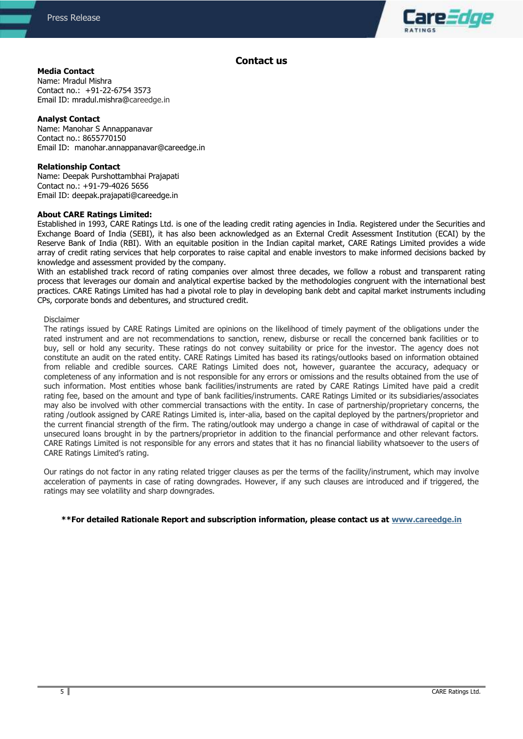## Contact us

**Media Contact**
Name: Mradul Mishra
Contact no.: +91-22-6754 3573
Email ID: mradul.mishra@careedge.in

**Analyst Contact**
Name: Manohar S Annappanavar
Contact no.: 8655770150
Email ID: manohar.annappanavar@careedge.in

**Relationship Contact**
Name: Deepak Purshottambhai Prajapati
Contact no.: +91-79-4026 5656
Email ID: deepak.prajapati@careedge.in

**About CARE Ratings Limited:**
Established in 1993, CARE Ratings Ltd. is one of the leading credit rating agencies in India. Registered under the Securities and Exchange Board of India (SEBI), it has also been acknowledged as an External Credit Assessment Institution (ECAI) by the Reserve Bank of India (RBI). With an equitable position in the Indian capital market, CARE Ratings Limited provides a wide array of credit rating services that help corporates to raise capital and enable investors to make informed decisions backed by knowledge and assessment provided by the company.
With an established track record of rating companies over almost three decades, we follow a robust and transparent rating process that leverages our domain and analytical expertise backed by the methodologies congruent with the international best practices. CARE Ratings Limited has had a pivotal role to play in developing bank debt and capital market instruments including CPs, corporate bonds and debentures, and structured credit.

Disclaimer
The ratings issued by CARE Ratings Limited are opinions on the likelihood of timely payment of the obligations under the rated instrument and are not recommendations to sanction, renew, disburse or recall the concerned bank facilities or to buy, sell or hold any security. These ratings do not convey suitability or price for the investor. The agency does not constitute an audit on the rated entity. CARE Ratings Limited has based its ratings/outlooks based on information obtained from reliable and credible sources. CARE Ratings Limited does not, however, guarantee the accuracy, adequacy or completeness of any information and is not responsible for any errors or omissions and the results obtained from the use of such information. Most entities whose bank facilities/instruments are rated by CARE Ratings Limited have paid a credit rating fee, based on the amount and type of bank facilities/instruments. CARE Ratings Limited or its subsidiaries/associates may also be involved with other commercial transactions with the entity. In case of partnership/proprietary concerns, the rating /outlook assigned by CARE Ratings Limited is, inter-alia, based on the capital deployed by the partners/proprietor and the current financial strength of the firm. The rating/outlook may undergo a change in case of withdrawal of capital or the unsecured loans brought in by the partners/proprietor in addition to the financial performance and other relevant factors. CARE Ratings Limited is not responsible for any errors and states that it has no financial liability whatsoever to the users of CARE Ratings Limited's rating.

Our ratings do not factor in any rating related trigger clauses as per the terms of the facility/instrument, which may involve acceleration of payments in case of rating downgrades. However, if any such clauses are introduced and if triggered, the ratings may see volatility and sharp downgrades.

**\*\*For detailed Rationale Report and subscription information, please contact us at www.careedge.in**